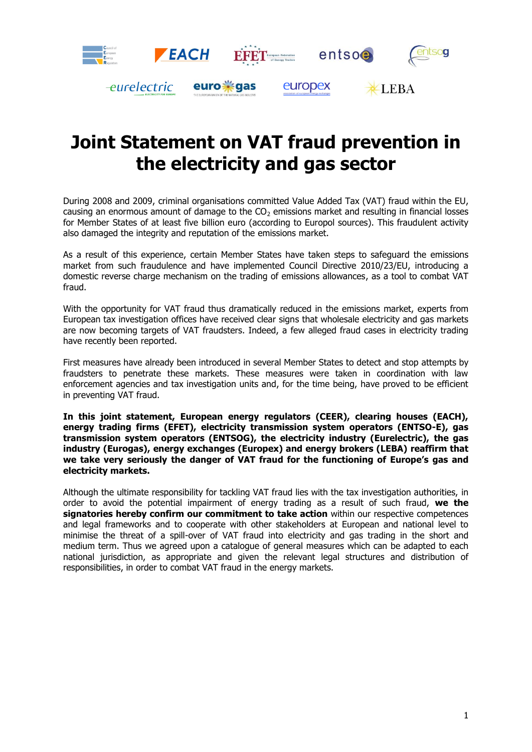# Joint Statement on VAT fraud prevention in the electricity and gas sector

During 2008 and 2009, criminal organisations committed Value Added Tax (VAT) fraud within the EU, causing an enormous amount of damage to the $CO_2$ emissions market and resulting in financial losses for Member States of at least five billion euro (according to Europol sources). This fraudulent activity also damaged the integrity and reputation of the emissions market.

As a result of this experience, certain Member States have taken steps to safeguard the emissions market from such fraudulence and have implemented Council Directive 2010/23/EU, introducing a domestic reverse charge mechanism on the trading of emissions allowances, as a tool to combat VAT fraud.

With the opportunity for VAT fraud thus dramatically reduced in the emissions market, experts from European tax investigation offices have received clear signs that wholesale electricity and gas markets are now becoming targets of VAT fraudsters. Indeed, a few alleged fraud cases in electricity trading have recently been reported.

First measures have already been introduced in several Member States to detect and stop attempts by fraudsters to penetrate these markets. These measures were taken in coordination with law enforcement agencies and tax investigation units and, for the time being, have proved to be efficient in preventing VAT fraud.

**In this joint statement, European energy regulators (CEER), clearing houses (EACH), energy trading firms (EFET), electricity transmission system operators (ENTSO-E), gas transmission system operators (ENTSOG), the electricity industry (Eurelectric), the gas industry (Eurogas), energy exchanges (Europex) and energy brokers (LEBA) reaffirm that we take very seriously the danger of VAT fraud for the functioning of Europe's gas and electricity markets.**

Although the ultimate responsibility for tackling VAT fraud lies with the tax investigation authorities, in order to avoid the potential impairment of energy trading as a result of such fraud, **we the signatories hereby confirm our commitment to take action** within our respective competences and legal frameworks and to cooperate with other stakeholders at European and national level to minimise the threat of a spill-over of VAT fraud into electricity and gas trading in the short and medium term. Thus we agreed upon a catalogue of general measures which can be adapted to each national jurisdiction, as appropriate and given the relevant legal structures and distribution of responsibilities, in order to combat VAT fraud in the energy markets.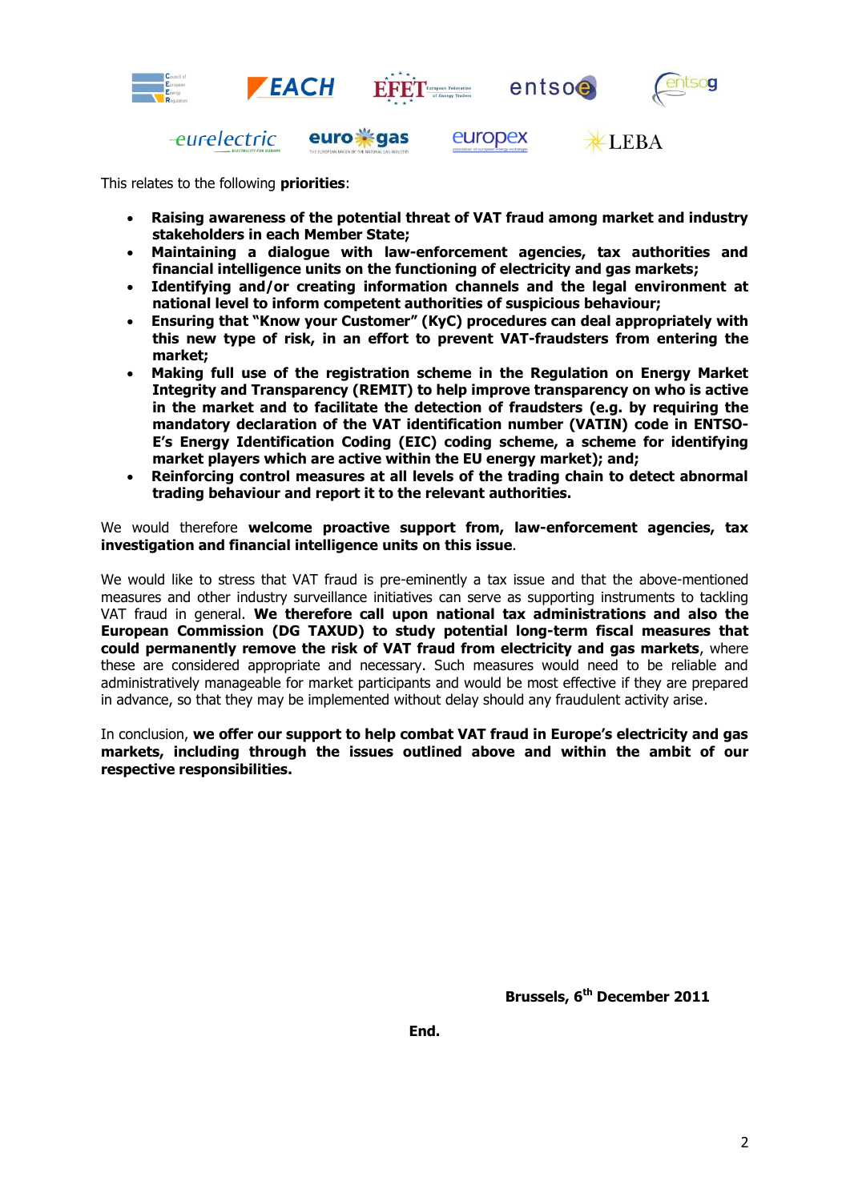This relates to the following **priorities**:

- **Raising awareness of the potential threat of VAT fraud among market and industry stakeholders in each Member State;**
- **Maintaining a dialogue with law-enforcement agencies, tax authorities and financial intelligence units on the functioning of electricity and gas markets;**
- **Identifying and/or creating information channels and the legal environment at national level to inform competent authorities of suspicious behaviour;**
- **Ensuring that "Know your Customer" (KyC) procedures can deal appropriately with this new type of risk, in an effort to prevent VAT-fraudsters from entering the market;**
- **Making full use of the registration scheme in the Regulation on Energy Market Integrity and Transparency (REMIT) to help improve transparency on who is active in the market and to facilitate the detection of fraudsters (e.g. by requiring the mandatory declaration of the VAT identification number (VATIN) code in ENTSO-E's Energy Identification Coding (EIC) coding scheme, a scheme for identifying market players which are active within the EU energy market); and;**
- **Reinforcing control measures at all levels of the trading chain to detect abnormal trading behaviour and report it to the relevant authorities.**

We would therefore **welcome proactive support from, law-enforcement agencies, tax investigation and financial intelligence units on this issue**.

We would like to stress that VAT fraud is pre-eminently a tax issue and that the above-mentioned measures and other industry surveillance initiatives can serve as supporting instruments to tackling VAT fraud in general. **We therefore call upon national tax administrations and also the European Commission (DG TAXUD) to study potential long-term fiscal measures that could permanently remove the risk of VAT fraud from electricity and gas markets**, where these are considered appropriate and necessary. Such measures would need to be reliable and administratively manageable for market participants and would be most effective if they are prepared in advance, so that they may be implemented without delay should any fraudulent activity arise.

In conclusion, **we offer our support to help combat VAT fraud in Europe's electricity and gas markets, including through the issues outlined above and within the ambit of our respective responsibilities.**

**Brussels, 6th December 2011**

**End.**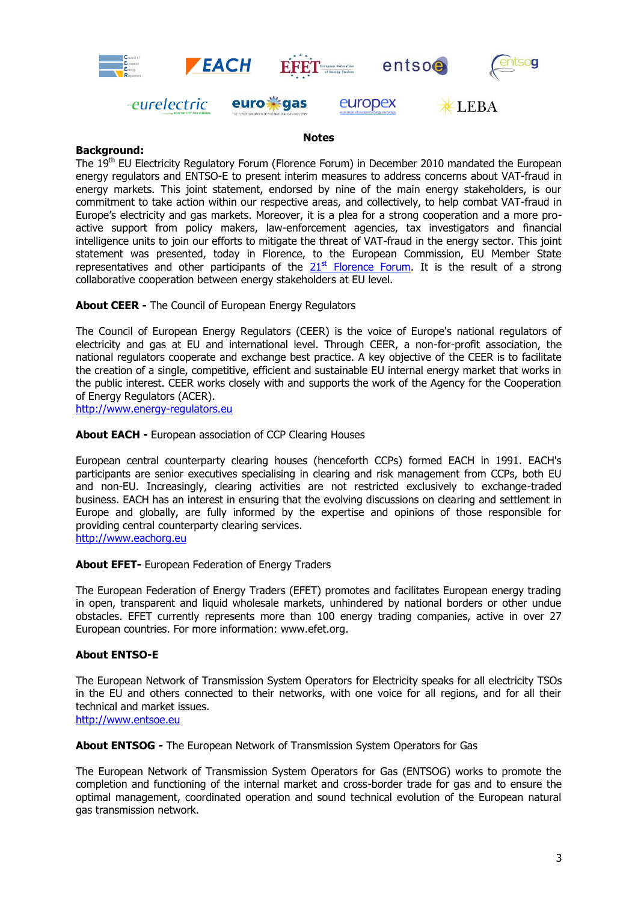## Notes

**Background:**

The 19th EU Electricity Regulatory Forum (Florence Forum) in December 2010 mandated the European energy regulators and ENTSO-E to present interim measures to address concerns about VAT-fraud in energy markets. This joint statement, endorsed by nine of the main energy stakeholders, is our commitment to take action within our respective areas, and collectively, to help combat VAT-fraud in Europe's electricity and gas markets. Moreover, it is a plea for a strong cooperation and a more pro-active support from policy makers, law-enforcement agencies, tax investigators and financial intelligence units to join our efforts to mitigate the threat of VAT-fraud in the energy sector. This joint statement was presented, today in Florence, to the European Commission, EU Member State representatives and other participants of the [21st Florence Forum](). It is the result of a strong collaborative cooperation between energy stakeholders at EU level.

**About CEER -** The Council of European Energy Regulators

The Council of European Energy Regulators (CEER) is the voice of Europe's national regulators of electricity and gas at EU and international level. Through CEER, a non-for-profit association, the national regulators cooperate and exchange best practice. A key objective of the CEER is to facilitate the creation of a single, competitive, efficient and sustainable EU internal energy market that works in the public interest. CEER works closely with and supports the work of the Agency for the Cooperation of Energy Regulators (ACER).
[http://www.energy-regulators.eu](http://www.energy-regulators.eu)

**About EACH -** European association of CCP Clearing Houses

European central counterparty clearing houses (henceforth CCPs) formed EACH in 1991. EACH's participants are senior executives specialising in clearing and risk management from CCPs, both EU and non-EU. Increasingly, clearing activities are not restricted exclusively to exchange-traded business. EACH has an interest in ensuring that the evolving discussions on clearing and settlement in Europe and globally, are fully informed by the expertise and opinions of those responsible for providing central counterparty clearing services.
[http://www.eachorg.eu](http://www.eachorg.eu)

**About EFET-** European Federation of Energy Traders

The European Federation of Energy Traders (EFET) promotes and facilitates European energy trading in open, transparent and liquid wholesale markets, unhindered by national borders or other undue obstacles. EFET currently represents more than 100 energy trading companies, active in over 27 European countries. For more information: www.efet.org.

**About ENTSO-E**

The European Network of Transmission System Operators for Electricity speaks for all electricity TSOs in the EU and others connected to their networks, with one voice for all regions, and for all their technical and market issues.
[http://www.entsoe.eu](http://www.entsoe.eu)

**About ENTSOG -** The European Network of Transmission System Operators for Gas

The European Network of Transmission System Operators for Gas (ENTSOG) works to promote the completion and functioning of the internal market and cross-border trade for gas and to ensure the optimal management, coordinated operation and sound technical evolution of the European natural gas transmission network.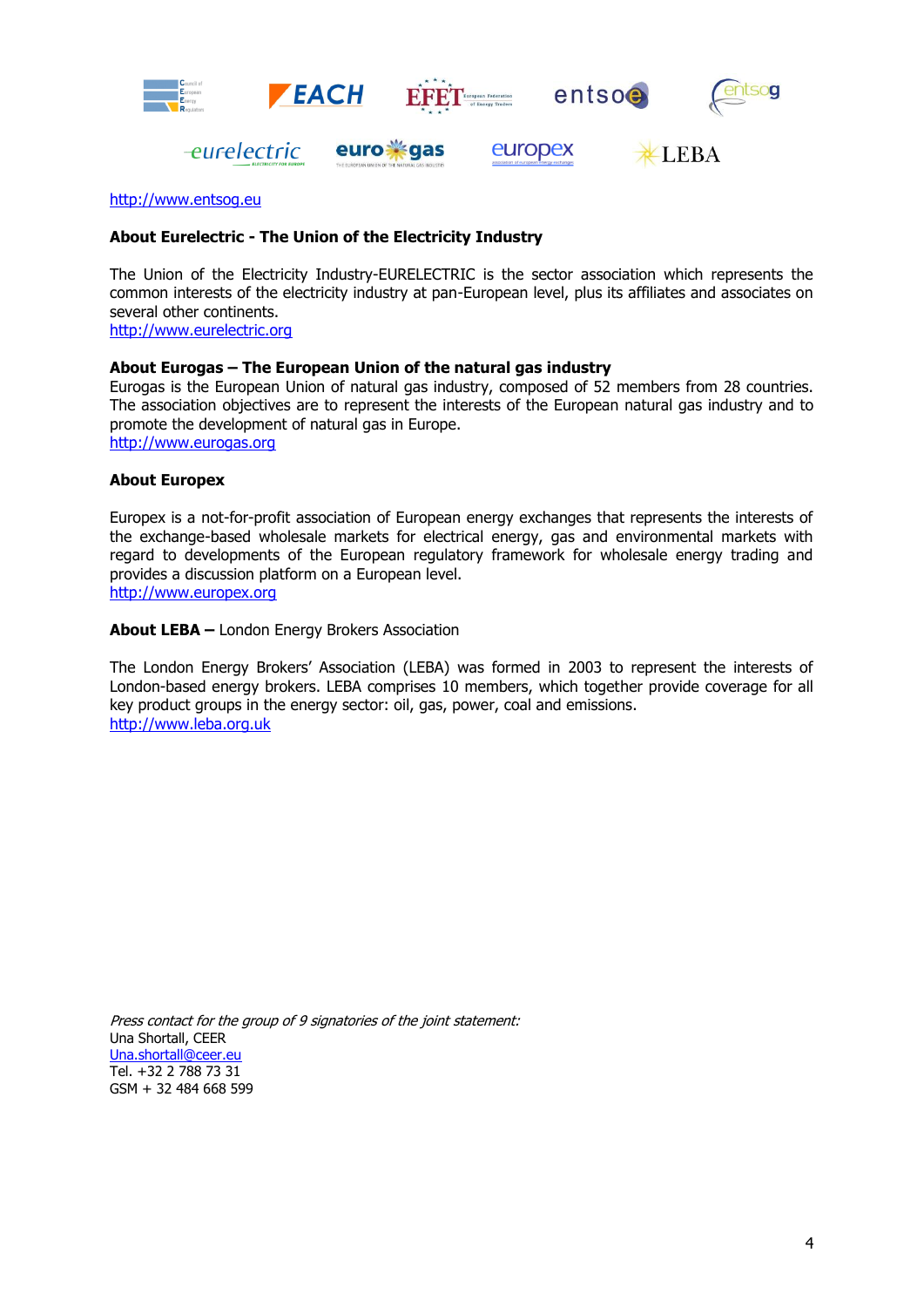http://www.entsog.eu

**About Eurelectric - The Union of the Electricity Industry**

The Union of the Electricity Industry-EURELECTRIC is the sector association which represents the common interests of the electricity industry at pan-European level, plus its affiliates and associates on several other continents.
http://www.eurelectric.org

**About Eurogas – The European Union of the natural gas industry**
Eurogas is the European Union of natural gas industry, composed of 52 members from 28 countries. The association objectives are to represent the interests of the European natural gas industry and to promote the development of natural gas in Europe.
http://www.eurogas.org

**About Europex**

Europex is a not-for-profit association of European energy exchanges that represents the interests of the exchange-based wholesale markets for electrical energy, gas and environmental markets with regard to developments of the European regulatory framework for wholesale energy trading and provides a discussion platform on a European level.
http://www.europex.org

**About LEBA –** London Energy Brokers Association

The London Energy Brokers' Association (LEBA) was formed in 2003 to represent the interests of London-based energy brokers. LEBA comprises 10 members, which together provide coverage for all key product groups in the energy sector: oil, gas, power, coal and emissions.
http://www.leba.org.uk

*Press contact for the group of 9 signatories of the joint statement:*
Una Shortall, CEER
Una.shortall@ceer.eu
Tel. +32 2 788 73 31
GSM + 32 484 668 599